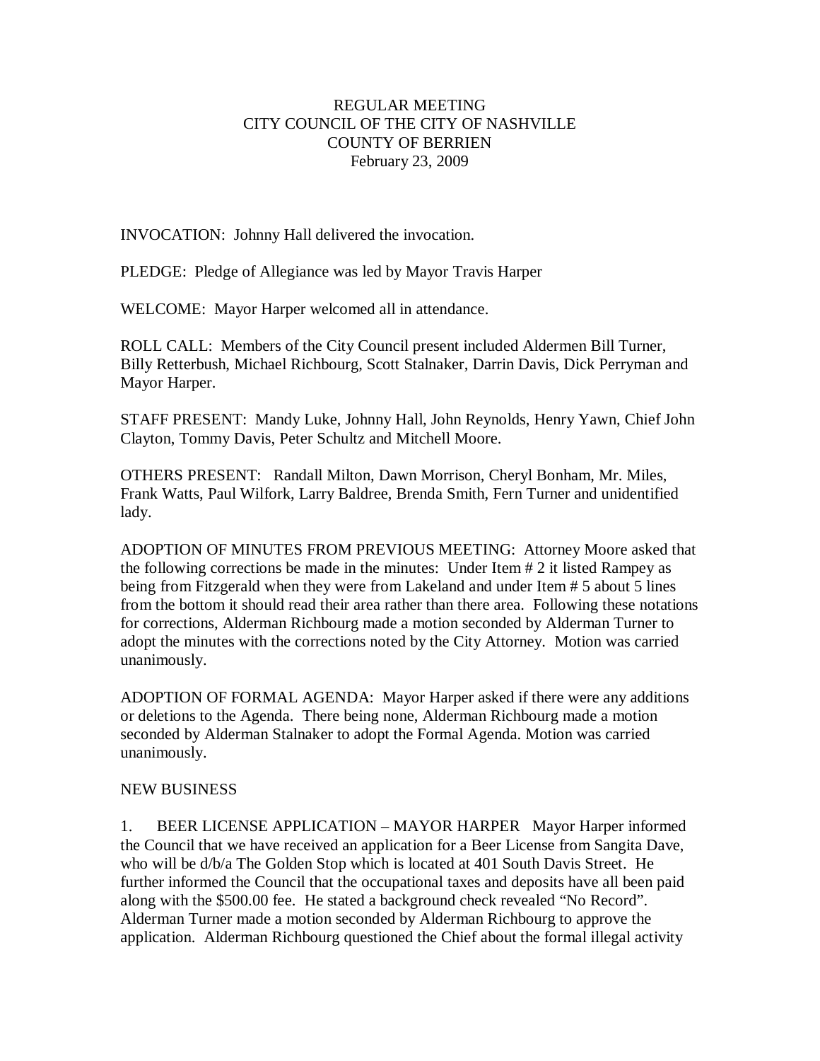# REGULAR MEETING
# CITY COUNCIL OF THE CITY OF NASHVILLE
# COUNTY OF BERRIEN
February 23, 2009

INVOCATION: Johnny Hall delivered the invocation.

PLEDGE: Pledge of Allegiance was led by Mayor Travis Harper

WELCOME: Mayor Harper welcomed all in attendance.

ROLL CALL: Members of the City Council present included Aldermen Bill Turner, Billy Retterbush, Michael Richbourg, Scott Stalnaker, Darrin Davis, Dick Perryman and Mayor Harper.

STAFF PRESENT: Mandy Luke, Johnny Hall, John Reynolds, Henry Yawn, Chief John Clayton, Tommy Davis, Peter Schultz and Mitchell Moore.

OTHERS PRESENT: Randall Milton, Dawn Morrison, Cheryl Bonham, Mr. Miles, Frank Watts, Paul Wilfork, Larry Baldree, Brenda Smith, Fern Turner and unidentified lady.

ADOPTION OF MINUTES FROM PREVIOUS MEETING: Attorney Moore asked that the following corrections be made in the minutes: Under Item # 2 it listed Rampey as being from Fitzgerald when they were from Lakeland and under Item # 5 about 5 lines from the bottom it should read their area rather than there area. Following these notations for corrections, Alderman Richbourg made a motion seconded by Alderman Turner to adopt the minutes with the corrections noted by the City Attorney. Motion was carried unanimously.

ADOPTION OF FORMAL AGENDA: Mayor Harper asked if there were any additions or deletions to the Agenda. There being none, Alderman Richbourg made a motion seconded by Alderman Stalnaker to adopt the Formal Agenda. Motion was carried unanimously.

NEW BUSINESS

1. BEER LICENSE APPLICATION – MAYOR HARPER Mayor Harper informed the Council that we have received an application for a Beer License from Sangita Dave, who will be d/b/a The Golden Stop which is located at 401 South Davis Street. He further informed the Council that the occupational taxes and deposits have all been paid along with the $500.00 fee. He stated a background check revealed "No Record". Alderman Turner made a motion seconded by Alderman Richbourg to approve the application. Alderman Richbourg questioned the Chief about the formal illegal activity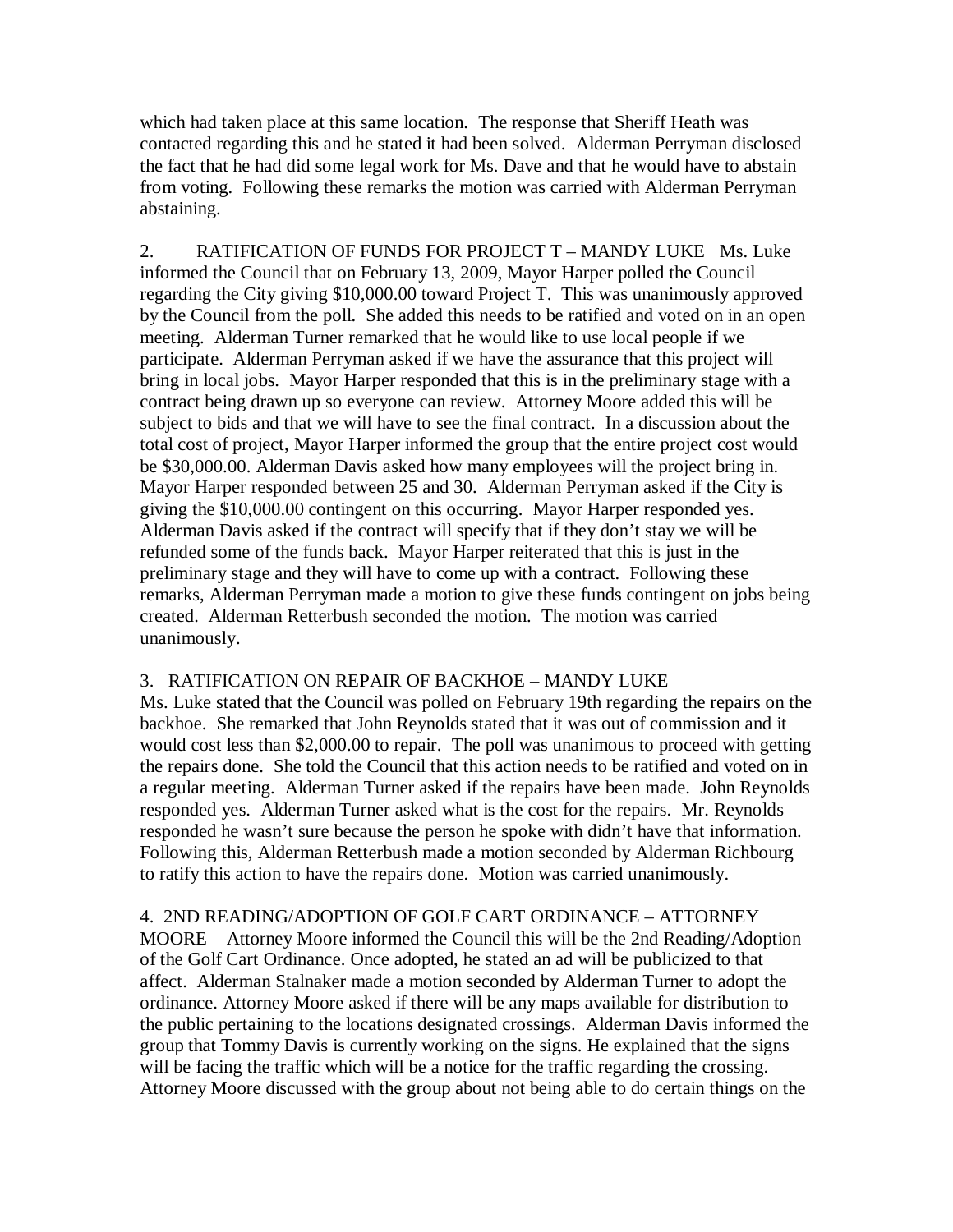which had taken place at this same location. The response that Sheriff Heath was contacted regarding this and he stated it had been solved. Alderman Perryman disclosed the fact that he had did some legal work for Ms. Dave and that he would have to abstain from voting. Following these remarks the motion was carried with Alderman Perryman abstaining.

2. RATIFICATION OF FUNDS FOR PROJECT T – MANDY LUKE Ms. Luke informed the Council that on February 13, 2009, Mayor Harper polled the Council regarding the City giving $10,000.00 toward Project T. This was unanimously approved by the Council from the poll. She added this needs to be ratified and voted on in an open meeting. Alderman Turner remarked that he would like to use local people if we participate. Alderman Perryman asked if we have the assurance that this project will bring in local jobs. Mayor Harper responded that this is in the preliminary stage with a contract being drawn up so everyone can review. Attorney Moore added this will be subject to bids and that we will have to see the final contract. In a discussion about the total cost of project, Mayor Harper informed the group that the entire project cost would be $30,000.00. Alderman Davis asked how many employees will the project bring in. Mayor Harper responded between 25 and 30. Alderman Perryman asked if the City is giving the $10,000.00 contingent on this occurring. Mayor Harper responded yes. Alderman Davis asked if the contract will specify that if they don't stay we will be refunded some of the funds back. Mayor Harper reiterated that this is just in the preliminary stage and they will have to come up with a contract. Following these remarks, Alderman Perryman made a motion to give these funds contingent on jobs being created. Alderman Retterbush seconded the motion. The motion was carried unanimously.

3. RATIFICATION ON REPAIR OF BACKHOE – MANDY LUKE
Ms. Luke stated that the Council was polled on February 19th regarding the repairs on the backhoe. She remarked that John Reynolds stated that it was out of commission and it would cost less than $2,000.00 to repair. The poll was unanimous to proceed with getting the repairs done. She told the Council that this action needs to be ratified and voted on in a regular meeting. Alderman Turner asked if the repairs have been made. John Reynolds responded yes. Alderman Turner asked what is the cost for the repairs. Mr. Reynolds responded he wasn't sure because the person he spoke with didn't have that information. Following this, Alderman Retterbush made a motion seconded by Alderman Richbourg to ratify this action to have the repairs done. Motion was carried unanimously.

4. 2ND READING/ADOPTION OF GOLF CART ORDINANCE – ATTORNEY MOORE Attorney Moore informed the Council this will be the 2nd Reading/Adoption of the Golf Cart Ordinance. Once adopted, he stated an ad will be publicized to that affect. Alderman Stalnaker made a motion seconded by Alderman Turner to adopt the ordinance. Attorney Moore asked if there will be any maps available for distribution to the public pertaining to the locations designated crossings. Alderman Davis informed the group that Tommy Davis is currently working on the signs. He explained that the signs will be facing the traffic which will be a notice for the traffic regarding the crossing. Attorney Moore discussed with the group about not being able to do certain things on the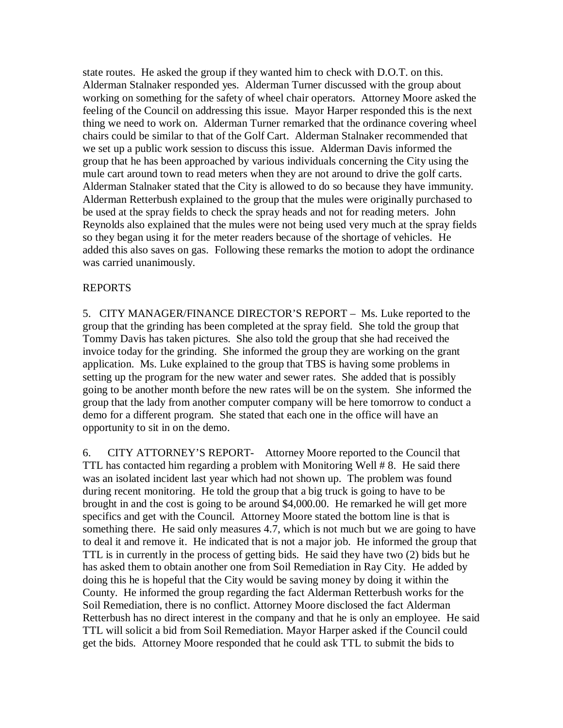state routes. He asked the group if they wanted him to check with D.O.T. on this. Alderman Stalnaker responded yes. Alderman Turner discussed with the group about working on something for the safety of wheel chair operators. Attorney Moore asked the feeling of the Council on addressing this issue. Mayor Harper responded this is the next thing we need to work on. Alderman Turner remarked that the ordinance covering wheel chairs could be similar to that of the Golf Cart. Alderman Stalnaker recommended that we set up a public work session to discuss this issue. Alderman Davis informed the group that he has been approached by various individuals concerning the City using the mule cart around town to read meters when they are not around to drive the golf carts. Alderman Stalnaker stated that the City is allowed to do so because they have immunity. Alderman Retterbush explained to the group that the mules were originally purchased to be used at the spray fields to check the spray heads and not for reading meters. John Reynolds also explained that the mules were not being used very much at the spray fields so they began using it for the meter readers because of the shortage of vehicles. He added this also saves on gas. Following these remarks the motion to adopt the ordinance was carried unanimously.

REPORTS

5. CITY MANAGER/FINANCE DIRECTOR'S REPORT – Ms. Luke reported to the group that the grinding has been completed at the spray field. She told the group that Tommy Davis has taken pictures. She also told the group that she had received the invoice today for the grinding. She informed the group they are working on the grant application. Ms. Luke explained to the group that TBS is having some problems in setting up the program for the new water and sewer rates. She added that is possibly going to be another month before the new rates will be on the system. She informed the group that the lady from another computer company will be here tomorrow to conduct a demo for a different program. She stated that each one in the office will have an opportunity to sit in on the demo.

6. CITY ATTORNEY'S REPORT- Attorney Moore reported to the Council that TTL has contacted him regarding a problem with Monitoring Well # 8. He said there was an isolated incident last year which had not shown up. The problem was found during recent monitoring. He told the group that a big truck is going to have to be brought in and the cost is going to be around $4,000.00. He remarked he will get more specifics and get with the Council. Attorney Moore stated the bottom line is that is something there. He said only measures 4.7, which is not much but we are going to have to deal it and remove it. He indicated that is not a major job. He informed the group that TTL is in currently in the process of getting bids. He said they have two (2) bids but he has asked them to obtain another one from Soil Remediation in Ray City. He added by doing this he is hopeful that the City would be saving money by doing it within the County. He informed the group regarding the fact Alderman Retterbush works for the Soil Remediation, there is no conflict. Attorney Moore disclosed the fact Alderman Retterbush has no direct interest in the company and that he is only an employee. He said TTL will solicit a bid from Soil Remediation. Mayor Harper asked if the Council could get the bids. Attorney Moore responded that he could ask TTL to submit the bids to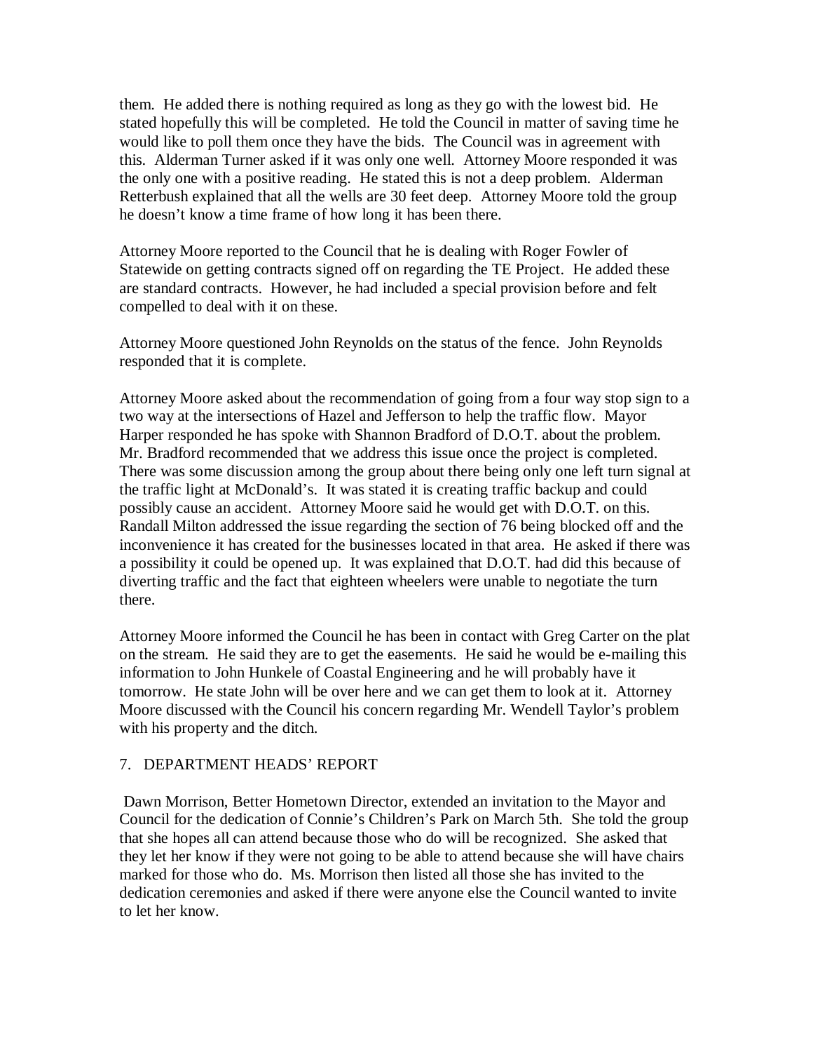them. He added there is nothing required as long as they go with the lowest bid. He stated hopefully this will be completed. He told the Council in matter of saving time he would like to poll them once they have the bids. The Council was in agreement with this. Alderman Turner asked if it was only one well. Attorney Moore responded it was the only one with a positive reading. He stated this is not a deep problem. Alderman Retterbush explained that all the wells are 30 feet deep. Attorney Moore told the group he doesn't know a time frame of how long it has been there.

Attorney Moore reported to the Council that he is dealing with Roger Fowler of Statewide on getting contracts signed off on regarding the TE Project. He added these are standard contracts. However, he had included a special provision before and felt compelled to deal with it on these.

Attorney Moore questioned John Reynolds on the status of the fence. John Reynolds responded that it is complete.

Attorney Moore asked about the recommendation of going from a four way stop sign to a two way at the intersections of Hazel and Jefferson to help the traffic flow. Mayor Harper responded he has spoke with Shannon Bradford of D.O.T. about the problem. Mr. Bradford recommended that we address this issue once the project is completed. There was some discussion among the group about there being only one left turn signal at the traffic light at McDonald's. It was stated it is creating traffic backup and could possibly cause an accident. Attorney Moore said he would get with D.O.T. on this. Randall Milton addressed the issue regarding the section of 76 being blocked off and the inconvenience it has created for the businesses located in that area. He asked if there was a possibility it could be opened up. It was explained that D.O.T. had did this because of diverting traffic and the fact that eighteen wheelers were unable to negotiate the turn there.

Attorney Moore informed the Council he has been in contact with Greg Carter on the plat on the stream. He said they are to get the easements. He said he would be e-mailing this information to John Hunkele of Coastal Engineering and he will probably have it tomorrow. He state John will be over here and we can get them to look at it. Attorney Moore discussed with the Council his concern regarding Mr. Wendell Taylor's problem with his property and the ditch.

7. DEPARTMENT HEADS' REPORT

Dawn Morrison, Better Hometown Director, extended an invitation to the Mayor and Council for the dedication of Connie's Children's Park on March 5th. She told the group that she hopes all can attend because those who do will be recognized. She asked that they let her know if they were not going to be able to attend because she will have chairs marked for those who do. Ms. Morrison then listed all those she has invited to the dedication ceremonies and asked if there were anyone else the Council wanted to invite to let her know.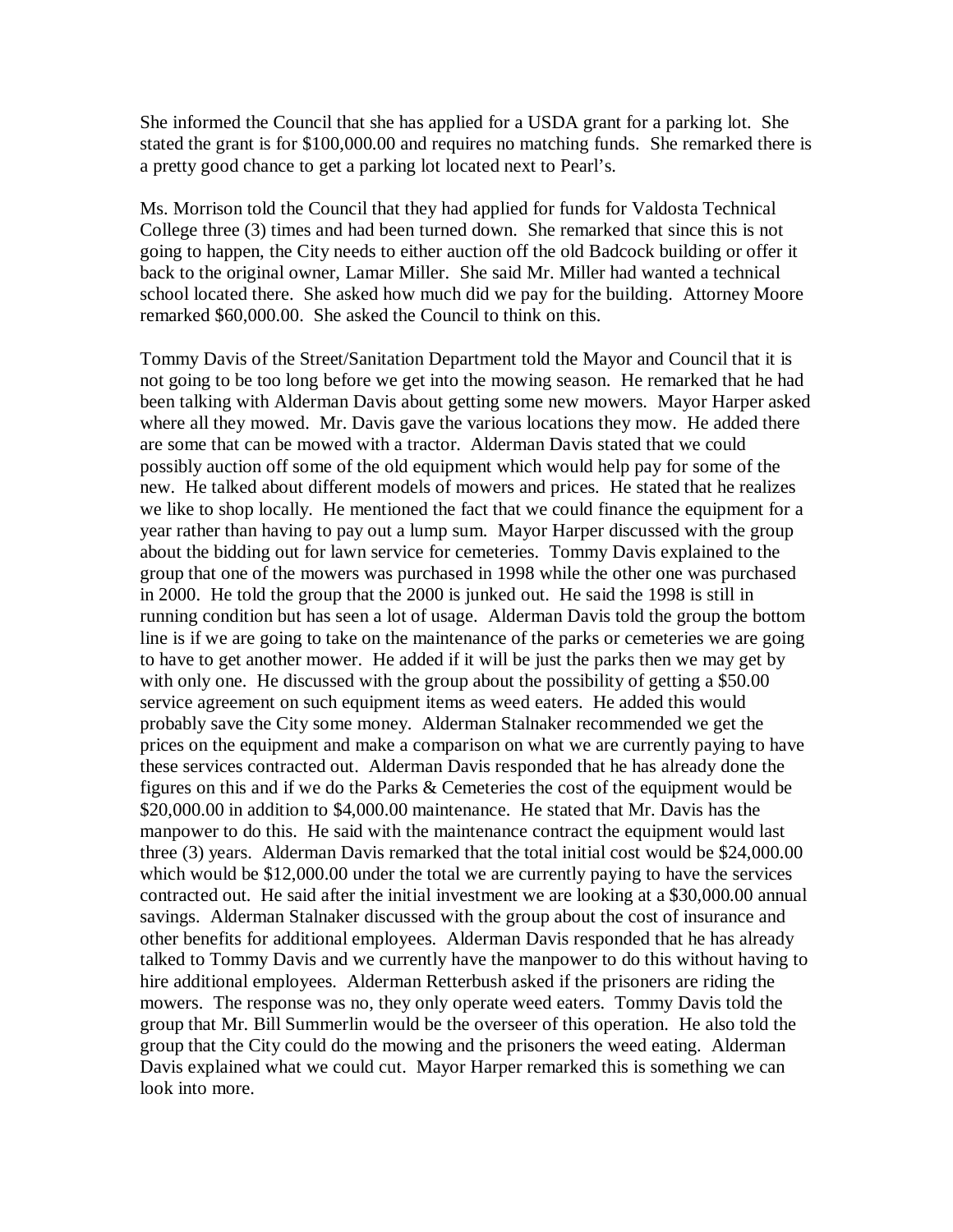She informed the Council that she has applied for a USDA grant for a parking lot. She stated the grant is for $100,000.00 and requires no matching funds. She remarked there is a pretty good chance to get a parking lot located next to Pearl's.

Ms. Morrison told the Council that they had applied for funds for Valdosta Technical College three (3) times and had been turned down. She remarked that since this is not going to happen, the City needs to either auction off the old Badcock building or offer it back to the original owner, Lamar Miller. She said Mr. Miller had wanted a technical school located there. She asked how much did we pay for the building. Attorney Moore remarked $60,000.00. She asked the Council to think on this.

Tommy Davis of the Street/Sanitation Department told the Mayor and Council that it is not going to be too long before we get into the mowing season. He remarked that he had been talking with Alderman Davis about getting some new mowers. Mayor Harper asked where all they mowed. Mr. Davis gave the various locations they mow. He added there are some that can be mowed with a tractor. Alderman Davis stated that we could possibly auction off some of the old equipment which would help pay for some of the new. He talked about different models of mowers and prices. He stated that he realizes we like to shop locally. He mentioned the fact that we could finance the equipment for a year rather than having to pay out a lump sum. Mayor Harper discussed with the group about the bidding out for lawn service for cemeteries. Tommy Davis explained to the group that one of the mowers was purchased in 1998 while the other one was purchased in 2000. He told the group that the 2000 is junked out. He said the 1998 is still in running condition but has seen a lot of usage. Alderman Davis told the group the bottom line is if we are going to take on the maintenance of the parks or cemeteries we are going to have to get another mower. He added if it will be just the parks then we may get by with only one. He discussed with the group about the possibility of getting a $50.00 service agreement on such equipment items as weed eaters. He added this would probably save the City some money. Alderman Stalnaker recommended we get the prices on the equipment and make a comparison on what we are currently paying to have these services contracted out. Alderman Davis responded that he has already done the figures on this and if we do the Parks & Cemeteries the cost of the equipment would be $20,000.00 in addition to $4,000.00 maintenance. He stated that Mr. Davis has the manpower to do this. He said with the maintenance contract the equipment would last three (3) years. Alderman Davis remarked that the total initial cost would be $24,000.00 which would be $12,000.00 under the total we are currently paying to have the services contracted out. He said after the initial investment we are looking at a $30,000.00 annual savings. Alderman Stalnaker discussed with the group about the cost of insurance and other benefits for additional employees. Alderman Davis responded that he has already talked to Tommy Davis and we currently have the manpower to do this without having to hire additional employees. Alderman Retterbush asked if the prisoners are riding the mowers. The response was no, they only operate weed eaters. Tommy Davis told the group that Mr. Bill Summerlin would be the overseer of this operation. He also told the group that the City could do the mowing and the prisoners the weed eating. Alderman Davis explained what we could cut. Mayor Harper remarked this is something we can look into more.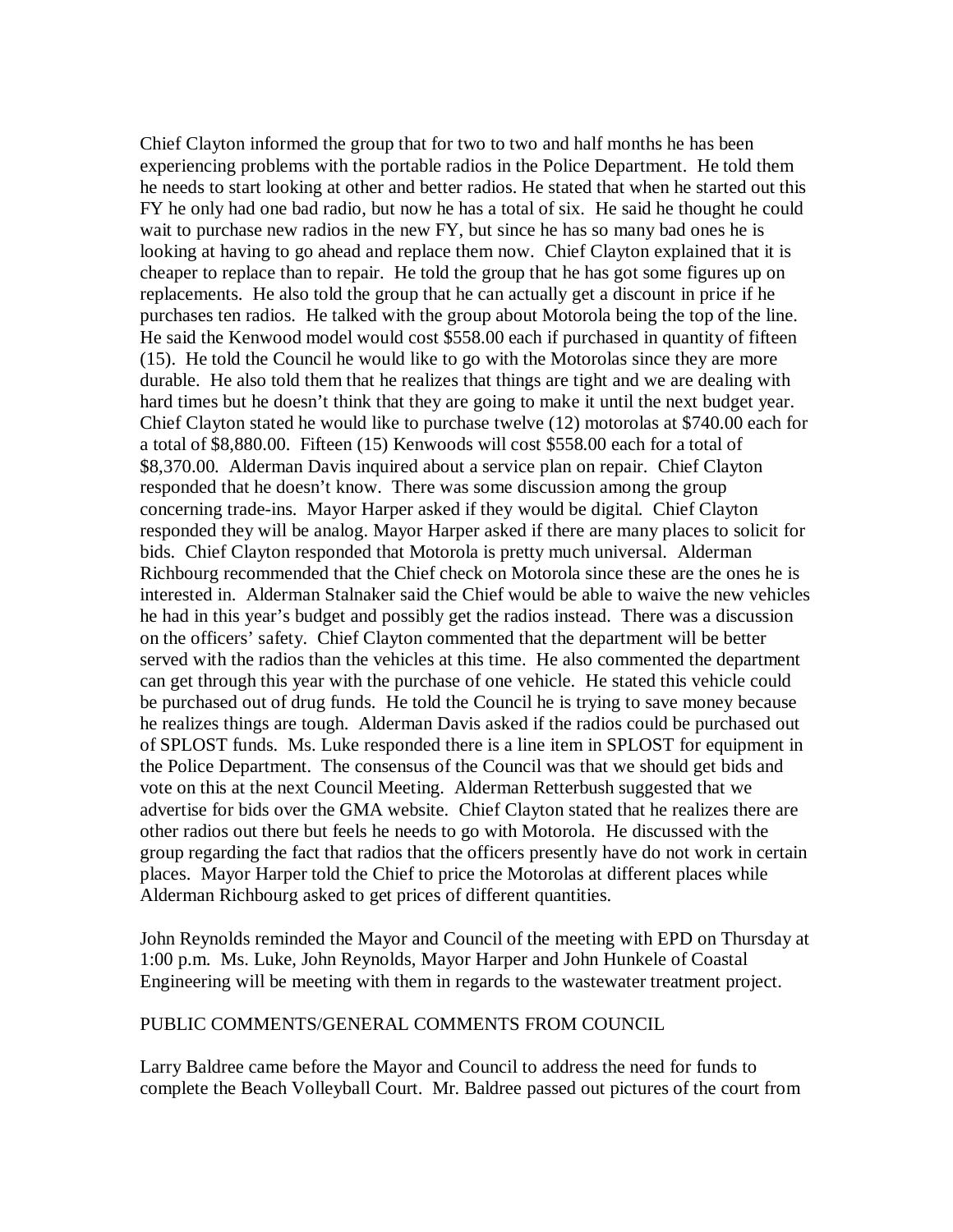Chief Clayton informed the group that for two to two and half months he has been experiencing problems with the portable radios in the Police Department. He told them he needs to start looking at other and better radios. He stated that when he started out this FY he only had one bad radio, but now he has a total of six. He said he thought he could wait to purchase new radios in the new FY, but since he has so many bad ones he is looking at having to go ahead and replace them now. Chief Clayton explained that it is cheaper to replace than to repair. He told the group that he has got some figures up on replacements. He also told the group that he can actually get a discount in price if he purchases ten radios. He talked with the group about Motorola being the top of the line. He said the Kenwood model would cost $558.00 each if purchased in quantity of fifteen (15). He told the Council he would like to go with the Motorolas since they are more durable. He also told them that he realizes that things are tight and we are dealing with hard times but he doesn't think that they are going to make it until the next budget year. Chief Clayton stated he would like to purchase twelve (12) motorolas at $740.00 each for a total of $8,880.00. Fifteen (15) Kenwoods will cost $558.00 each for a total of $8,370.00. Alderman Davis inquired about a service plan on repair. Chief Clayton responded that he doesn't know. There was some discussion among the group concerning trade-ins. Mayor Harper asked if they would be digital. Chief Clayton responded they will be analog. Mayor Harper asked if there are many places to solicit for bids. Chief Clayton responded that Motorola is pretty much universal. Alderman Richbourg recommended that the Chief check on Motorola since these are the ones he is interested in. Alderman Stalnaker said the Chief would be able to waive the new vehicles he had in this year's budget and possibly get the radios instead. There was a discussion on the officers' safety. Chief Clayton commented that the department will be better served with the radios than the vehicles at this time. He also commented the department can get through this year with the purchase of one vehicle. He stated this vehicle could be purchased out of drug funds. He told the Council he is trying to save money because he realizes things are tough. Alderman Davis asked if the radios could be purchased out of SPLOST funds. Ms. Luke responded there is a line item in SPLOST for equipment in the Police Department. The consensus of the Council was that we should get bids and vote on this at the next Council Meeting. Alderman Retterbush suggested that we advertise for bids over the GMA website. Chief Clayton stated that he realizes there are other radios out there but feels he needs to go with Motorola. He discussed with the group regarding the fact that radios that the officers presently have do not work in certain places. Mayor Harper told the Chief to price the Motorolas at different places while Alderman Richbourg asked to get prices of different quantities.

John Reynolds reminded the Mayor and Council of the meeting with EPD on Thursday at 1:00 p.m. Ms. Luke, John Reynolds, Mayor Harper and John Hunkele of Coastal Engineering will be meeting with them in regards to the wastewater treatment project.

PUBLIC COMMENTS/GENERAL COMMENTS FROM COUNCIL

Larry Baldree came before the Mayor and Council to address the need for funds to complete the Beach Volleyball Court. Mr. Baldree passed out pictures of the court from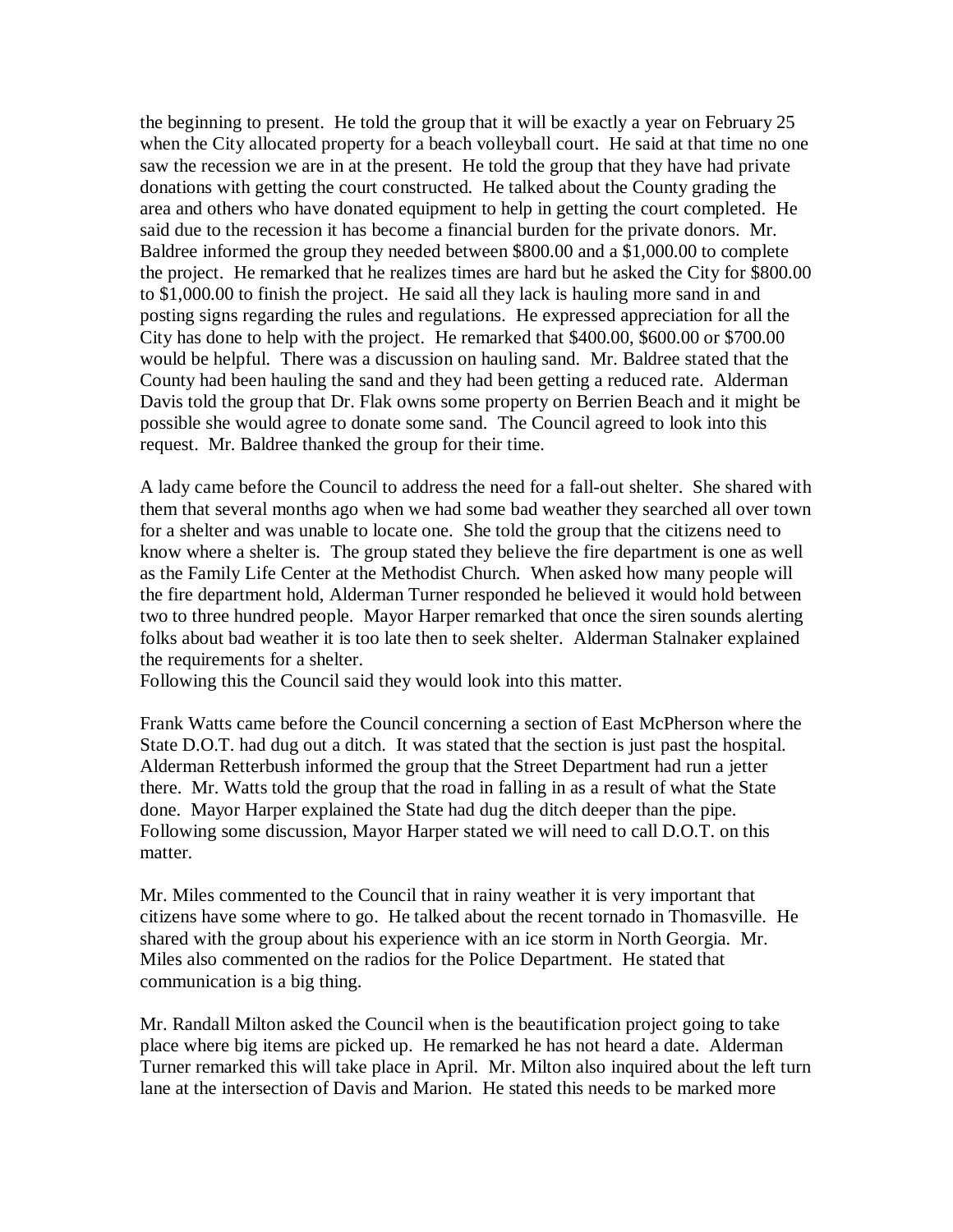the beginning to present. He told the group that it will be exactly a year on February 25 when the City allocated property for a beach volleyball court. He said at that time no one saw the recession we are in at the present. He told the group that they have had private donations with getting the court constructed. He talked about the County grading the area and others who have donated equipment to help in getting the court completed. He said due to the recession it has become a financial burden for the private donors. Mr. Baldree informed the group they needed between $800.00 and a $1,000.00 to complete the project. He remarked that he realizes times are hard but he asked the City for $800.00 to $1,000.00 to finish the project. He said all they lack is hauling more sand in and posting signs regarding the rules and regulations. He expressed appreciation for all the City has done to help with the project. He remarked that $400.00, $600.00 or $700.00 would be helpful. There was a discussion on hauling sand. Mr. Baldree stated that the County had been hauling the sand and they had been getting a reduced rate. Alderman Davis told the group that Dr. Flak owns some property on Berrien Beach and it might be possible she would agree to donate some sand. The Council agreed to look into this request. Mr. Baldree thanked the group for their time.

A lady came before the Council to address the need for a fall-out shelter. She shared with them that several months ago when we had some bad weather they searched all over town for a shelter and was unable to locate one. She told the group that the citizens need to know where a shelter is. The group stated they believe the fire department is one as well as the Family Life Center at the Methodist Church. When asked how many people will the fire department hold, Alderman Turner responded he believed it would hold between two to three hundred people. Mayor Harper remarked that once the siren sounds alerting folks about bad weather it is too late then to seek shelter. Alderman Stalnaker explained the requirements for a shelter.
Following this the Council said they would look into this matter.

Frank Watts came before the Council concerning a section of East McPherson where the State D.O.T. had dug out a ditch. It was stated that the section is just past the hospital. Alderman Retterbush informed the group that the Street Department had run a jetter there. Mr. Watts told the group that the road in falling in as a result of what the State done. Mayor Harper explained the State had dug the ditch deeper than the pipe. Following some discussion, Mayor Harper stated we will need to call D.O.T. on this matter.

Mr. Miles commented to the Council that in rainy weather it is very important that citizens have some where to go. He talked about the recent tornado in Thomasville. He shared with the group about his experience with an ice storm in North Georgia. Mr. Miles also commented on the radios for the Police Department. He stated that communication is a big thing.

Mr. Randall Milton asked the Council when is the beautification project going to take place where big items are picked up. He remarked he has not heard a date. Alderman Turner remarked this will take place in April. Mr. Milton also inquired about the left turn lane at the intersection of Davis and Marion. He stated this needs to be marked more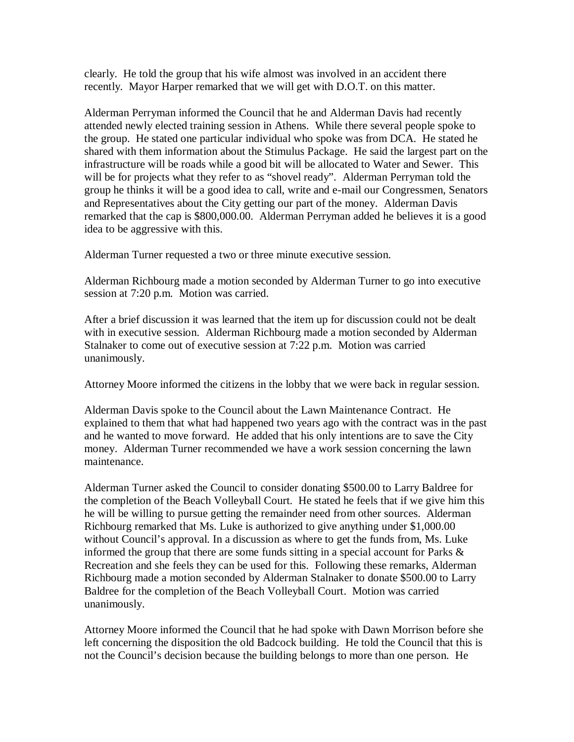clearly. He told the group that his wife almost was involved in an accident there recently. Mayor Harper remarked that we will get with D.O.T. on this matter.

Alderman Perryman informed the Council that he and Alderman Davis had recently attended newly elected training session in Athens. While there several people spoke to the group. He stated one particular individual who spoke was from DCA. He stated he shared with them information about the Stimulus Package. He said the largest part on the infrastructure will be roads while a good bit will be allocated to Water and Sewer. This will be for projects what they refer to as "shovel ready". Alderman Perryman told the group he thinks it will be a good idea to call, write and e-mail our Congressmen, Senators and Representatives about the City getting our part of the money. Alderman Davis remarked that the cap is $800,000.00. Alderman Perryman added he believes it is a good idea to be aggressive with this.

Alderman Turner requested a two or three minute executive session.

Alderman Richbourg made a motion seconded by Alderman Turner to go into executive session at 7:20 p.m. Motion was carried.

After a brief discussion it was learned that the item up for discussion could not be dealt with in executive session. Alderman Richbourg made a motion seconded by Alderman Stalnaker to come out of executive session at 7:22 p.m. Motion was carried unanimously.

Attorney Moore informed the citizens in the lobby that we were back in regular session.

Alderman Davis spoke to the Council about the Lawn Maintenance Contract. He explained to them that what had happened two years ago with the contract was in the past and he wanted to move forward. He added that his only intentions are to save the City money. Alderman Turner recommended we have a work session concerning the lawn maintenance.

Alderman Turner asked the Council to consider donating $500.00 to Larry Baldree for the completion of the Beach Volleyball Court. He stated he feels that if we give him this he will be willing to pursue getting the remainder need from other sources. Alderman Richbourg remarked that Ms. Luke is authorized to give anything under $1,000.00 without Council's approval. In a discussion as where to get the funds from, Ms. Luke informed the group that there are some funds sitting in a special account for Parks & Recreation and she feels they can be used for this. Following these remarks, Alderman Richbourg made a motion seconded by Alderman Stalnaker to donate $500.00 to Larry Baldree for the completion of the Beach Volleyball Court. Motion was carried unanimously.

Attorney Moore informed the Council that he had spoke with Dawn Morrison before she left concerning the disposition the old Badcock building. He told the Council that this is not the Council's decision because the building belongs to more than one person. He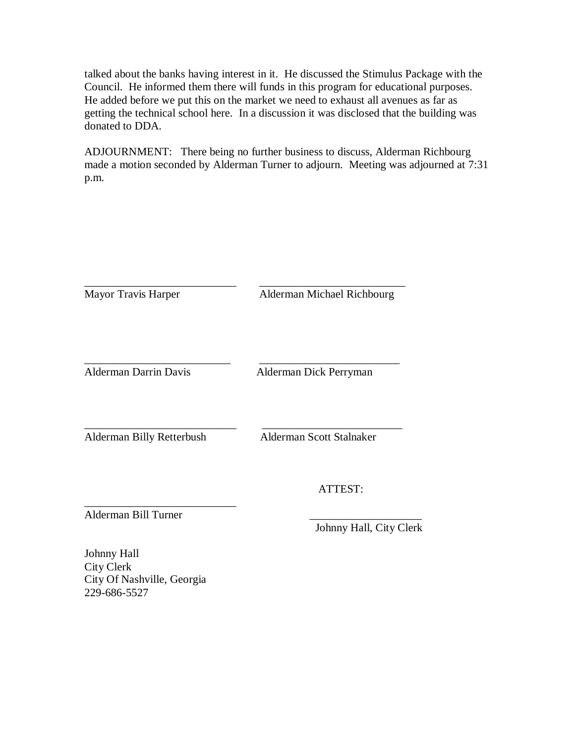talked about the banks having interest in it. He discussed the Stimulus Package with the Council. He informed them there will funds in this program for educational purposes. He added before we put this on the market we need to exhaust all avenues as far as getting the technical school here. In a discussion it was disclosed that the building was donated to DDA.

ADJOURNMENT: There being no further business to discuss, Alderman Richbourg made a motion seconded by Alderman Turner to adjourn. Meeting was adjourned at 7:31 p.m.

\_\_\_\_\_\_\_\_\_\_\_\_\_\_\_\_\_\_\_\_\_\_\_\_\_\_
Mayor Travis Harper

\_\_\_\_\_\_\_\_\_\_\_\_\_\_\_\_\_\_\_\_\_\_\_\_\_\_
Alderman Michael Richbourg

\_\_\_\_\_\_\_\_\_\_\_\_\_\_\_\_\_\_\_\_\_\_\_\_\_\_
Alderman Darrin Davis

\_\_\_\_\_\_\_\_\_\_\_\_\_\_\_\_\_\_\_\_\_\_\_\_\_\_
Alderman Dick Perryman

\_\_\_\_\_\_\_\_\_\_\_\_\_\_\_\_\_\_\_\_\_\_\_\_\_\_
Alderman Billy Retterbush

\_\_\_\_\_\_\_\_\_\_\_\_\_\_\_\_\_\_\_\_\_\_\_\_\_\_
Alderman Scott Stalnaker

\_\_\_\_\_\_\_\_\_\_\_\_\_\_\_\_\_\_\_\_\_\_\_\_\_\_
Alderman Bill Turner

ATTEST:

\_\_\_\_\_\_\_\_\_\_\_\_\_\_\_\_\_\_\_\_
Johnny Hall, City Clerk

Johnny Hall
City Clerk
City Of Nashville, Georgia
229-686-5527